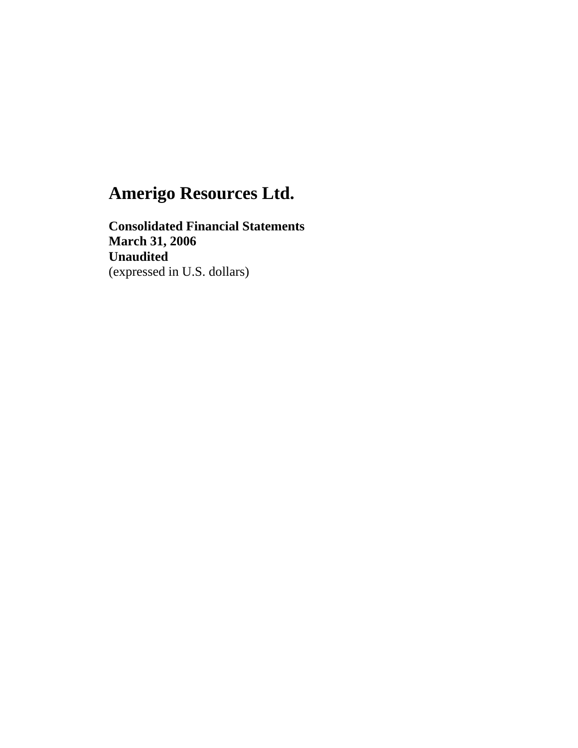# Amerigo Resources Ltd.

**Consolidated Financial Statements**
**March 31, 2006**
**Unaudited**
(expressed in U.S. dollars)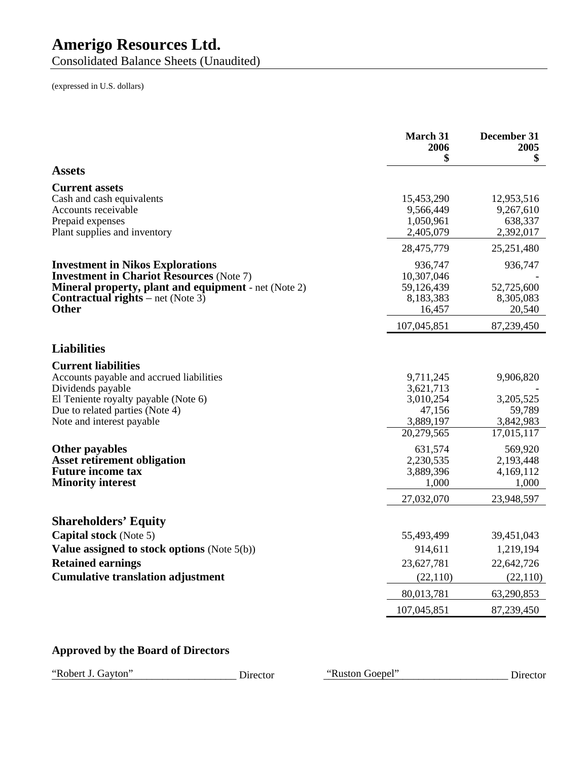# Amerigo Resources Ltd.

Consolidated Balance Sheets (Unaudited)

(expressed in U.S. dollars)

| | March 31 2006 $ | December 31 2005 $ |
|---|---|---|
| **Assets** | | |
| **Current assets** | | |
| Cash and cash equivalents | 15,453,290 | 12,953,516 |
| Accounts receivable | 9,566,449 | 9,267,610 |
| Prepaid expenses | 1,050,961 | 638,337 |
| Plant supplies and inventory | 2,405,079 | 2,392,017 |
| | 28,475,779 | 25,251,480 |
| **Investment in Nikos Explorations** | 936,747 | 936,747 |
| **Investment in Chariot Resources** (Note 7) | 10,307,046 | - |
| **Mineral property, plant and equipment** - net (Note 2) | 59,126,439 | 52,725,600 |
| **Contractual rights** – net (Note 3) | 8,183,383 | 8,305,083 |
| **Other** | 16,457 | 20,540 |
| | 107,045,851 | 87,239,450 |
| **Liabilities** | | |
| **Current liabilities** | | |
| Accounts payable and accrued liabilities | 9,711,245 | 9,906,820 |
| Dividends payable | 3,621,713 | - |
| El Teniente royalty payable (Note 6) | 3,010,254 | 3,205,525 |
| Due to related parties (Note 4) | 47,156 | 59,789 |
| Note and interest payable | 3,889,197 | 3,842,983 |
| | 20,279,565 | 17,015,117 |
| **Other payables** | 631,574 | 569,920 |
| **Asset retirement obligation** | 2,230,535 | 2,193,448 |
| **Future income tax** | 3,889,396 | 4,169,112 |
| **Minority interest** | 1,000 | 1,000 |
| | 27,032,070 | 23,948,597 |
| **Shareholders' Equity** | | |
| **Capital stock** (Note 5) | 55,493,499 | 39,451,043 |
| **Value assigned to stock options** (Note 5(b)) | 914,611 | 1,219,194 |
| **Retained earnings** | 23,627,781 | 22,642,726 |
| **Cumulative translation adjustment** | (22,110) | (22,110) |
| | 80,013,781 | 63,290,853 |
| | 107,045,851 | 87,239,450 |

**Approved by the Board of Directors**

"Robert J. Gayton" Director "Ruston Goepel" Director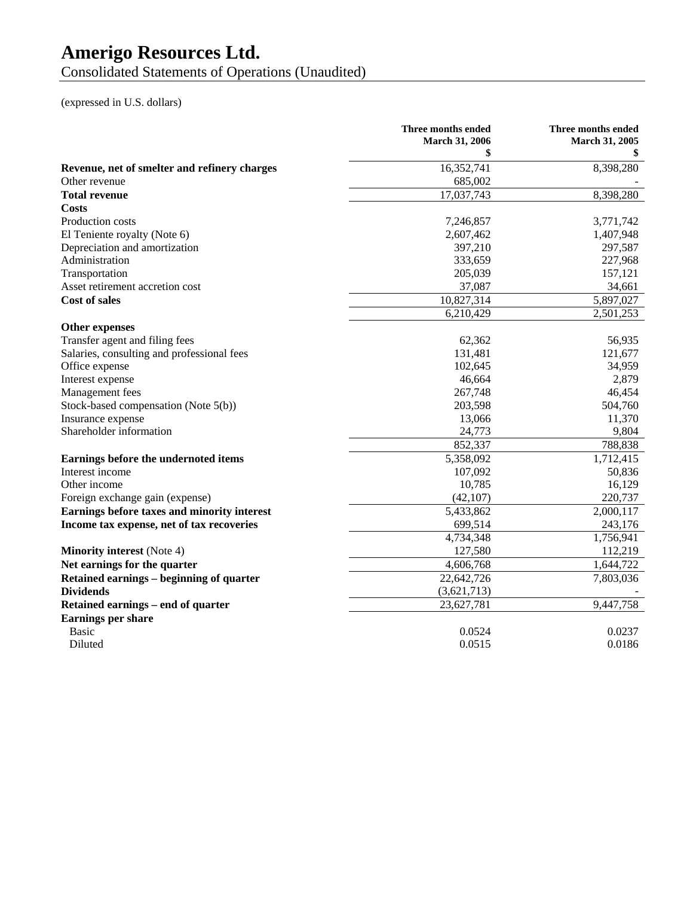# Amerigo Resources Ltd.

Consolidated Statements of Operations (Unaudited)

(expressed in U.S. dollars)

| | Three months ended March 31, 2006 $ | Three months ended March 31, 2005 $ |
|---|---|---|
| **Revenue, net of smelter and refinery charges** | 16,352,741 | 8,398,280 |
| Other revenue | 685,002 | - |
| **Total revenue** | 17,037,743 | 8,398,280 |
| **Costs** | | |
| Production costs | 7,246,857 | 3,771,742 |
| El Teniente royalty (Note 6) | 2,607,462 | 1,407,948 |
| Depreciation and amortization | 397,210 | 297,587 |
| Administration | 333,659 | 227,968 |
| Transportation | 205,039 | 157,121 |
| Asset retirement accretion cost | 37,087 | 34,661 |
| **Cost of sales** | 10,827,314 | 5,897,027 |
| | 6,210,429 | 2,501,253 |
| **Other expenses** | | |
| Transfer agent and filing fees | 62,362 | 56,935 |
| Salaries, consulting and professional fees | 131,481 | 121,677 |
| Office expense | 102,645 | 34,959 |
| Interest expense | 46,664 | 2,879 |
| Management fees | 267,748 | 46,454 |
| Stock-based compensation (Note 5(b)) | 203,598 | 504,760 |
| Insurance expense | 13,066 | 11,370 |
| Shareholder information | 24,773 | 9,804 |
| | 852,337 | 788,838 |
| **Earnings before the undernoted items** | 5,358,092 | 1,712,415 |
| Interest income | 107,092 | 50,836 |
| Other income | 10,785 | 16,129 |
| Foreign exchange gain (expense) | (42,107) | 220,737 |
| **Earnings before taxes and minority interest** | 5,433,862 | 2,000,117 |
| **Income tax expense, net of tax recoveries** | 699,514 | 243,176 |
| | 4,734,348 | 1,756,941 |
| **Minority interest** (Note 4) | 127,580 | 112,219 |
| **Net earnings for the quarter** | 4,606,768 | 1,644,722 |
| **Retained earnings – beginning of quarter** | 22,642,726 | 7,803,036 |
| **Dividends** | (3,621,713) | - |
| **Retained earnings – end of quarter** | 23,627,781 | 9,447,758 |
| **Earnings per share** | | |
| Basic | 0.0524 | 0.0237 |
| Diluted | 0.0515 | 0.0186 |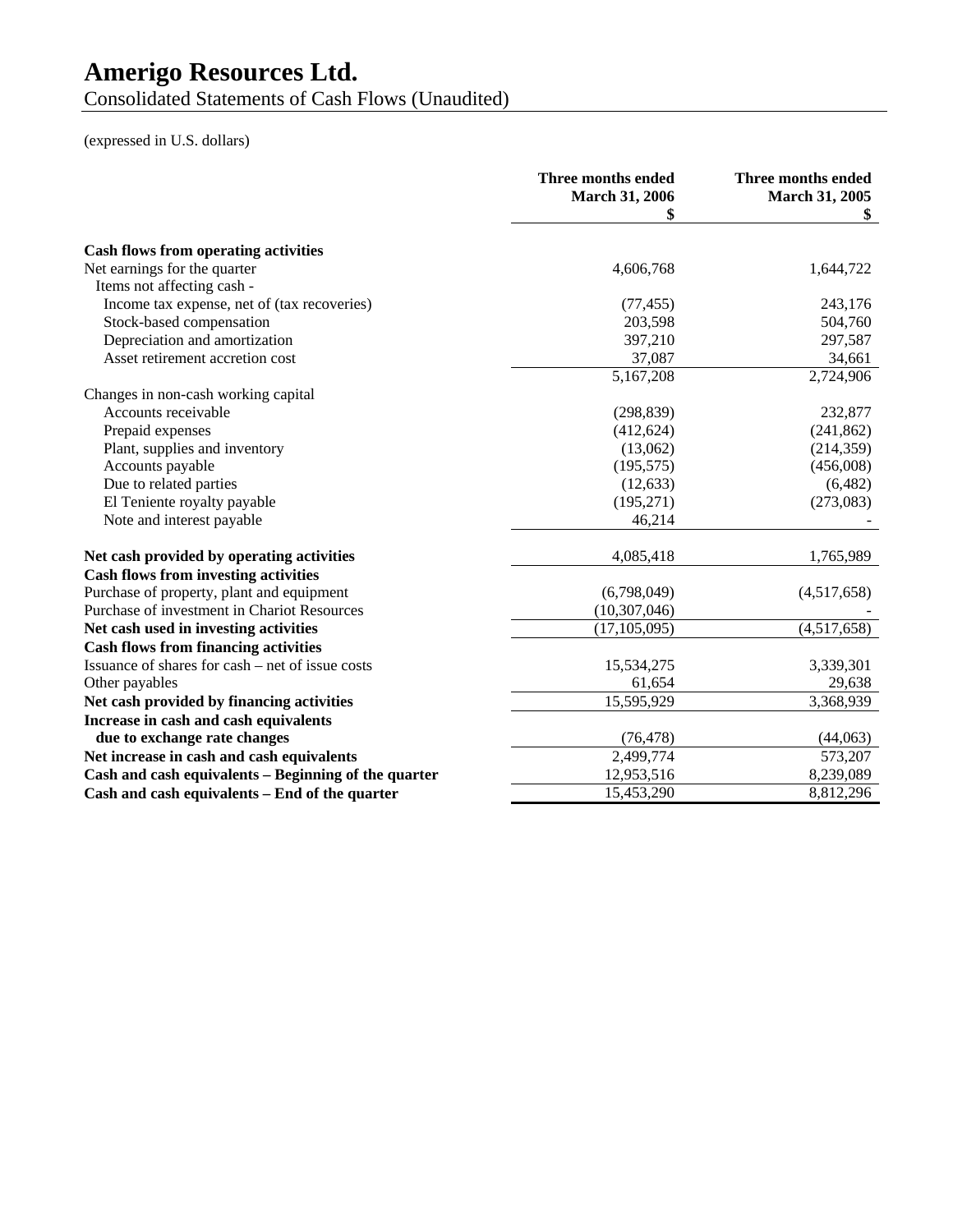# Amerigo Resources Ltd.

Consolidated Statements of Cash Flows (Unaudited)

(expressed in U.S. dollars)

| | Three months ended March 31, 2006 $ | Three months ended March 31, 2005 $ |
|---|---|---|
| **Cash flows from operating activities** | | |
| Net earnings for the quarter | 4,606,768 | 1,644,722 |
| Items not affecting cash - | | |
| Income tax expense, net of (tax recoveries) | (77,455) | 243,176 |
| Stock-based compensation | 203,598 | 504,760 |
| Depreciation and amortization | 397,210 | 297,587 |
| Asset retirement accretion cost | 37,087 | 34,661 |
| | 5,167,208 | 2,724,906 |
| Changes in non-cash working capital | | |
| Accounts receivable | (298,839) | 232,877 |
| Prepaid expenses | (412,624) | (241,862) |
| Plant, supplies and inventory | (13,062) | (214,359) |
| Accounts payable | (195,575) | (456,008) |
| Due to related parties | (12,633) | (6,482) |
| El Teniente royalty payable | (195,271) | (273,083) |
| Note and interest payable | 46,214 | - |
| **Net cash provided by operating activities** | 4,085,418 | 1,765,989 |
| **Cash flows from investing activities** | | |
| Purchase of property, plant and equipment | (6,798,049) | (4,517,658) |
| Purchase of investment in Chariot Resources | (10,307,046) | - |
| **Net cash used in investing activities** | (17,105,095) | (4,517,658) |
| **Cash flows from financing activities** | | |
| Issuance of shares for cash – net of issue costs | 15,534,275 | 3,339,301 |
| Other payables | 61,654 | 29,638 |
| **Net cash provided by financing activities** | 15,595,929 | 3,368,939 |
| **Increase in cash and cash equivalents due to exchange rate changes** | (76,478) | (44,063) |
| **Net increase in cash and cash equivalents** | 2,499,774 | 573,207 |
| **Cash and cash equivalents – Beginning of the quarter** | 12,953,516 | 8,239,089 |
| **Cash and cash equivalents – End of the quarter** | 15,453,290 | 8,812,296 |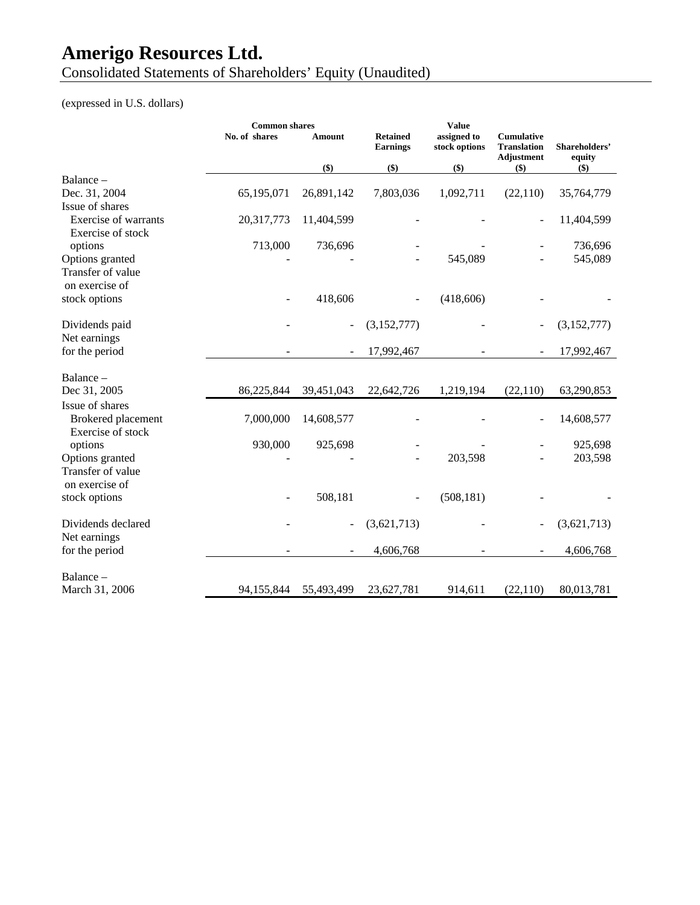# Amerigo Resources Ltd.

Consolidated Statements of Shareholders' Equity (Unaudited)

(expressed in U.S. dollars)

| | Common shares | | Retained Earnings | Value assigned to stock options | Cumulative Translation Adjustment | Shareholders' equity |
|---|---|---|---|---|---|---|
| | No. of shares | Amount | | | | |
| | | ($) | ($) | ($) | ($) | ($) |
| Balance – Dec. 31, 2004 | 65,195,071 | 26,891,142 | 7,803,036 | 1,092,711 | (22,110) | 35,764,779 |
| Issue of shares | | | | | | |
| Exercise of warrants | 20,317,773 | 11,404,599 | - | - | - | 11,404,599 |
| Exercise of stock options | 713,000 | 736,696 | - | - | - | 736,696 |
| Options granted | - | - | - | 545,089 | - | 545,089 |
| Transfer of value on exercise of stock options | - | 418,606 | - | (418,606) | - | - |
| Dividends paid | - | - | (3,152,777) | - | - | (3,152,777) |
| Net earnings for the period | - | - | 17,992,467 | - | - | 17,992,467 |
| Balance – Dec 31, 2005 | 86,225,844 | 39,451,043 | 22,642,726 | 1,219,194 | (22,110) | 63,290,853 |
| Issue of shares | | | | | | |
| Brokered placement | 7,000,000 | 14,608,577 | - | - | - | 14,608,577 |
| Exercise of stock options | 930,000 | 925,698 | - | - | - | 925,698 |
| Options granted | - | - | - | 203,598 | - | 203,598 |
| Transfer of value on exercise of stock options | - | 508,181 | - | (508,181) | - | - |
| Dividends declared | - | - | (3,621,713) | - | - | (3,621,713) |
| Net earnings for the period | - | - | 4,606,768 | - | - | 4,606,768 |
| Balance – March 31, 2006 | 94,155,844 | 55,493,499 | 23,627,781 | 914,611 | (22,110) | 80,013,781 |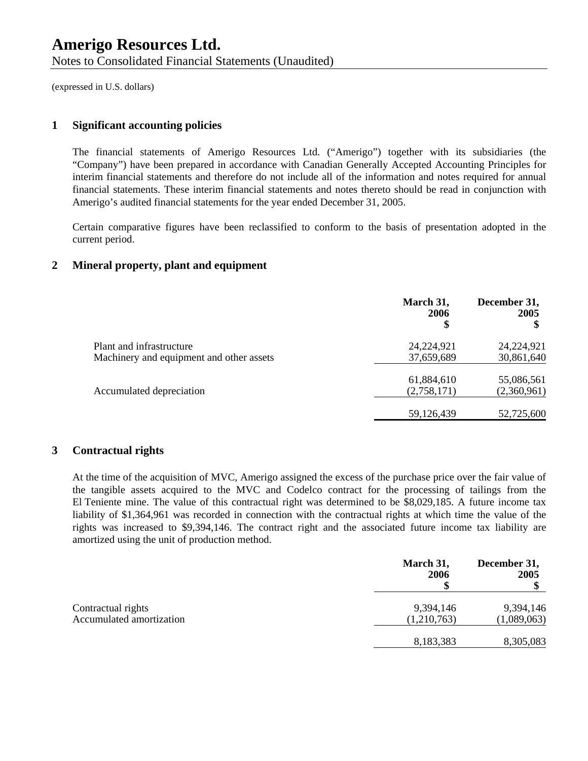# Amerigo Resources Ltd.

Notes to Consolidated Financial Statements (Unaudited)

(expressed in U.S. dollars)

## 1 Significant accounting policies

The financial statements of Amerigo Resources Ltd. ("Amerigo") together with its subsidiaries (the "Company") have been prepared in accordance with Canadian Generally Accepted Accounting Principles for interim financial statements and therefore do not include all of the information and notes required for annual financial statements. These interim financial statements and notes thereto should be read in conjunction with Amerigo's audited financial statements for the year ended December 31, 2005.

Certain comparative figures have been reclassified to conform to the basis of presentation adopted in the current period.

## 2 Mineral property, plant and equipment

| | March 31, 2006 $ | December 31, 2005 $ |
|---|---|---|
| Plant and infrastructure | 24,224,921 | 24,224,921 |
| Machinery and equipment and other assets | 37,659,689 | 30,861,640 |
| | 61,884,610 | 55,086,561 |
| Accumulated depreciation | (2,758,171) | (2,360,961) |
| | 59,126,439 | 52,725,600 |

## 3 Contractual rights

At the time of the acquisition of MVC, Amerigo assigned the excess of the purchase price over the fair value of the tangible assets acquired to the MVC and Codelco contract for the processing of tailings from the El Teniente mine. The value of this contractual right was determined to be $8,029,185. A future income tax liability of $1,364,961 was recorded in connection with the contractual rights at which time the value of the rights was increased to $9,394,146. The contract right and the associated future income tax liability are amortized using the unit of production method.

| | March 31, 2006 $ | December 31, 2005 $ |
|---|---|---|
| Contractual rights | 9,394,146 | 9,394,146 |
| Accumulated amortization | (1,210,763) | (1,089,063) |
| | 8,183,383 | 8,305,083 |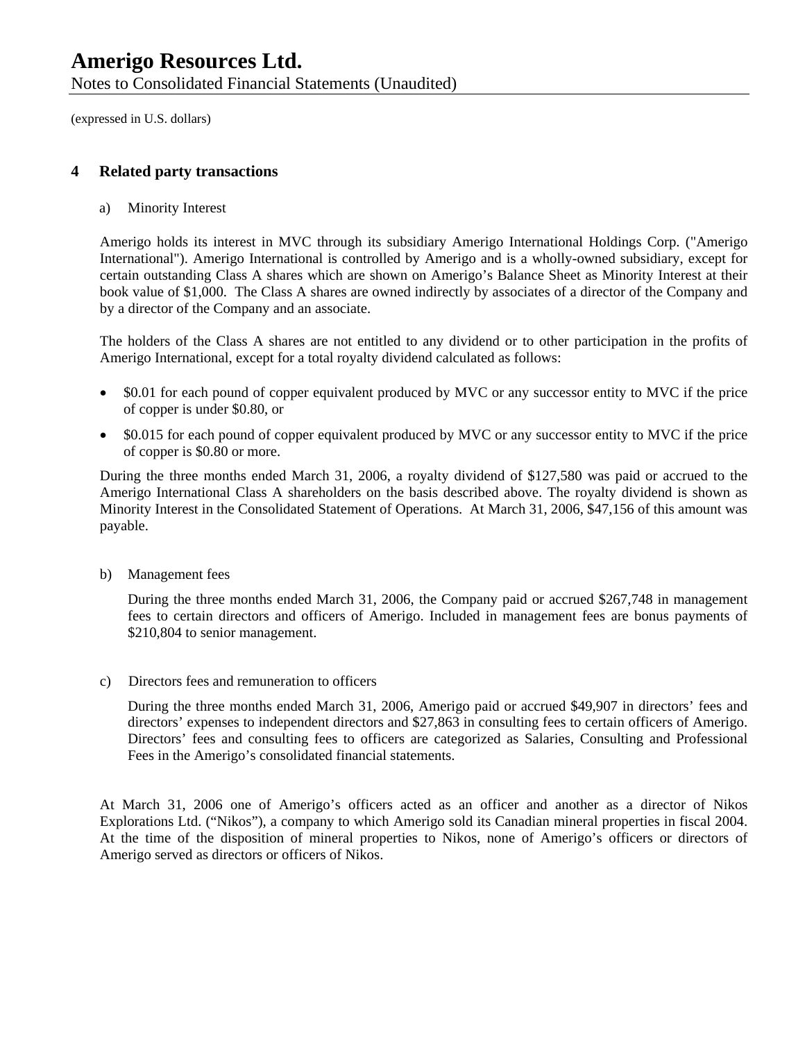(expressed in U.S. dollars)

## 4 Related party transactions

a) Minority Interest

Amerigo holds its interest in MVC through its subsidiary Amerigo International Holdings Corp. ("Amerigo International"). Amerigo International is controlled by Amerigo and is a wholly-owned subsidiary, except for certain outstanding Class A shares which are shown on Amerigo's Balance Sheet as Minority Interest at their book value of $1,000. The Class A shares are owned indirectly by associates of a director of the Company and by a director of the Company and an associate.

The holders of the Class A shares are not entitled to any dividend or to other participation in the profits of Amerigo International, except for a total royalty dividend calculated as follows:

- $0.01 for each pound of copper equivalent produced by MVC or any successor entity to MVC if the price of copper is under $0.80, or
- $0.015 for each pound of copper equivalent produced by MVC or any successor entity to MVC if the price of copper is $0.80 or more.

During the three months ended March 31, 2006, a royalty dividend of $127,580 was paid or accrued to the Amerigo International Class A shareholders on the basis described above. The royalty dividend is shown as Minority Interest in the Consolidated Statement of Operations. At March 31, 2006, $47,156 of this amount was payable.

b) Management fees

During the three months ended March 31, 2006, the Company paid or accrued $267,748 in management fees to certain directors and officers of Amerigo. Included in management fees are bonus payments of $210,804 to senior management.

c) Directors fees and remuneration to officers

During the three months ended March 31, 2006, Amerigo paid or accrued $49,907 in directors' fees and directors' expenses to independent directors and $27,863 in consulting fees to certain officers of Amerigo. Directors' fees and consulting fees to officers are categorized as Salaries, Consulting and Professional Fees in the Amerigo's consolidated financial statements.

At March 31, 2006 one of Amerigo's officers acted as an officer and another as a director of Nikos Explorations Ltd. ("Nikos"), a company to which Amerigo sold its Canadian mineral properties in fiscal 2004. At the time of the disposition of mineral properties to Nikos, none of Amerigo's officers or directors of Amerigo served as directors or officers of Nikos.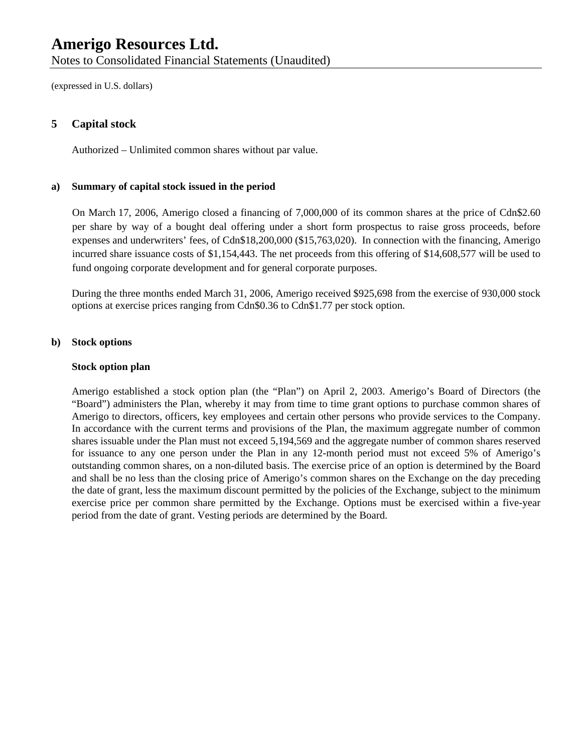# Amerigo Resources Ltd.

Notes to Consolidated Financial Statements (Unaudited)

(expressed in U.S. dollars)

## 5 Capital stock

Authorized – Unlimited common shares without par value.

### a) Summary of capital stock issued in the period

On March 17, 2006, Amerigo closed a financing of 7,000,000 of its common shares at the price of Cdn$2.60 per share by way of a bought deal offering under a short form prospectus to raise gross proceeds, before expenses and underwriters' fees, of Cdn$18,200,000 ($15,763,020). In connection with the financing, Amerigo incurred share issuance costs of $1,154,443. The net proceeds from this offering of $14,608,577 will be used to fund ongoing corporate development and for general corporate purposes.

During the three months ended March 31, 2006, Amerigo received $925,698 from the exercise of 930,000 stock options at exercise prices ranging from Cdn$0.36 to Cdn$1.77 per stock option.

### b) Stock options

**Stock option plan**

Amerigo established a stock option plan (the "Plan") on April 2, 2003. Amerigo's Board of Directors (the "Board") administers the Plan, whereby it may from time to time grant options to purchase common shares of Amerigo to directors, officers, key employees and certain other persons who provide services to the Company. In accordance with the current terms and provisions of the Plan, the maximum aggregate number of common shares issuable under the Plan must not exceed 5,194,569 and the aggregate number of common shares reserved for issuance to any one person under the Plan in any 12-month period must not exceed 5% of Amerigo's outstanding common shares, on a non-diluted basis. The exercise price of an option is determined by the Board and shall be no less than the closing price of Amerigo's common shares on the Exchange on the day preceding the date of grant, less the maximum discount permitted by the policies of the Exchange, subject to the minimum exercise price per common share permitted by the Exchange. Options must be exercised within a five-year period from the date of grant. Vesting periods are determined by the Board.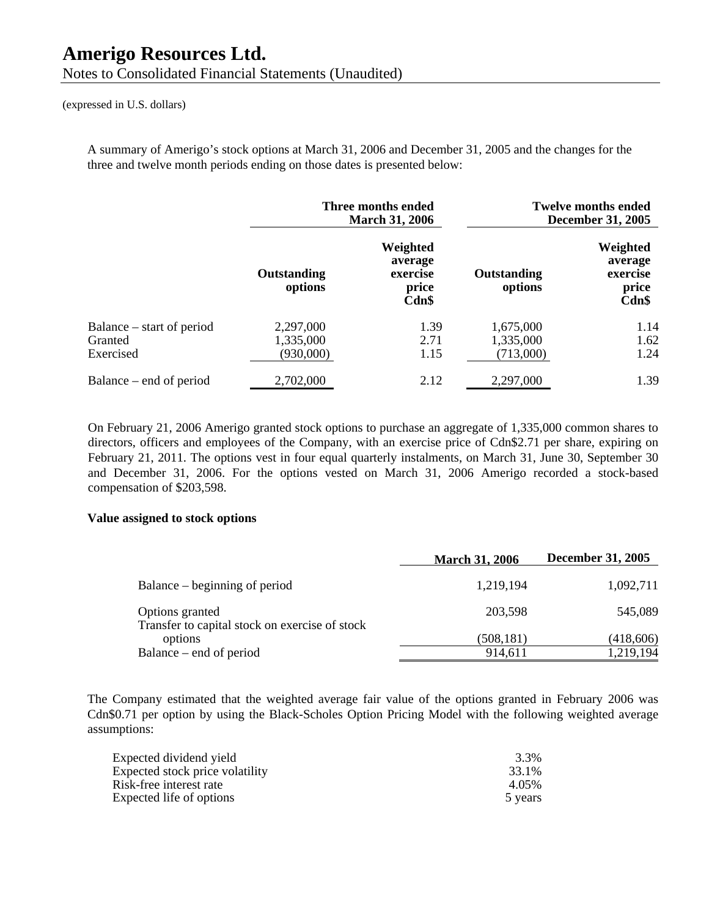(expressed in U.S. dollars)

A summary of Amerigo's stock options at March 31, 2006 and December 31, 2005 and the changes for the three and twelve month periods ending on those dates is presented below:

| | Three months ended March 31, 2006 | | Twelve months ended December 31, 2005 | |
|---|---|---|---|---|
| | Outstanding options | Weighted average exercise price Cdn$ | Outstanding options | Weighted average exercise price Cdn$ |
| Balance – start of period | 2,297,000 | 1.39 | 1,675,000 | 1.14 |
| Granted | 1,335,000 | 2.71 | 1,335,000 | 1.62 |
| Exercised | (930,000) | 1.15 | (713,000) | 1.24 |
| Balance – end of period | 2,702,000 | 2.12 | 2,297,000 | 1.39 |

On February 21, 2006 Amerigo granted stock options to purchase an aggregate of 1,335,000 common shares to directors, officers and employees of the Company, with an exercise price of Cdn$2.71 per share, expiring on February 21, 2011. The options vest in four equal quarterly instalments, on March 31, June 30, September 30 and December 31, 2006. For the options vested on March 31, 2006 Amerigo recorded a stock-based compensation of $203,598.

**Value assigned to stock options**

| | March 31, 2006 | December 31, 2005 |
|---|---|---|
| Balance – beginning of period | 1,219,194 | 1,092,711 |
| Options granted | 203,598 | 545,089 |
| Transfer to capital stock on exercise of stock options | (508,181) | (418,606) |
| Balance – end of period | 914,611 | 1,219,194 |

The Company estimated that the weighted average fair value of the options granted in February 2006 was Cdn$0.71 per option by using the Black-Scholes Option Pricing Model with the following weighted average assumptions:

| | |
|---|---|
| Expected dividend yield | 3.3% |
| Expected stock price volatility | 33.1% |
| Risk-free interest rate | 4.05% |
| Expected life of options | 5 years |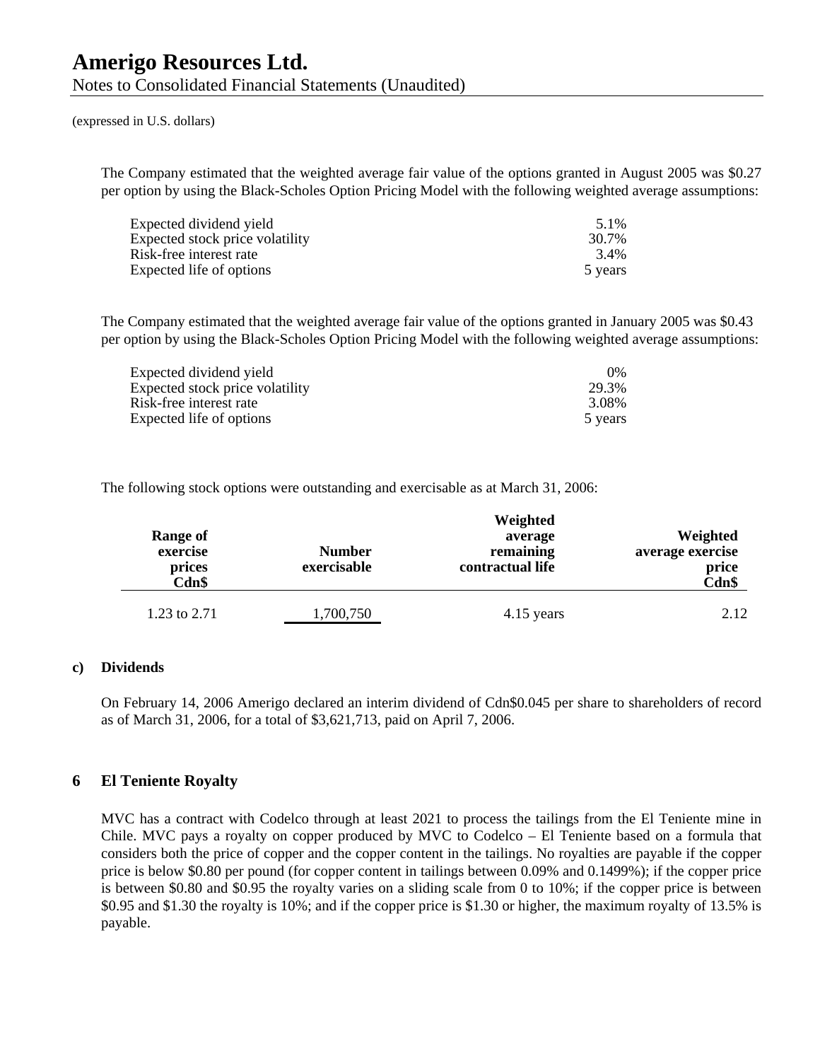(expressed in U.S. dollars)

The Company estimated that the weighted average fair value of the options granted in August 2005 was $0.27 per option by using the Black-Scholes Option Pricing Model with the following weighted average assumptions:

| | |
|---|---|
| Expected dividend yield | 5.1% |
| Expected stock price volatility | 30.7% |
| Risk-free interest rate | 3.4% |
| Expected life of options | 5 years |

The Company estimated that the weighted average fair value of the options granted in January 2005 was $0.43 per option by using the Black-Scholes Option Pricing Model with the following weighted average assumptions:

| | |
|---|---|
| Expected dividend yield | 0% |
| Expected stock price volatility | 29.3% |
| Risk-free interest rate | 3.08% |
| Expected life of options | 5 years |

The following stock options were outstanding and exercisable as at March 31, 2006:

| Range of exercise prices Cdn$ | Number exercisable | Weighted average remaining contractual life | Weighted average exercise price Cdn$ |
|---|---|---|---|
| 1.23 to 2.71 | 1,700,750 | 4.15 years | 2.12 |

**c) Dividends**

On February 14, 2006 Amerigo declared an interim dividend of Cdn$0.045 per share to shareholders of record as of March 31, 2006, for a total of $3,621,713, paid on April 7, 2006.

## 6 El Teniente Royalty

MVC has a contract with Codelco through at least 2021 to process the tailings from the El Teniente mine in Chile. MVC pays a royalty on copper produced by MVC to Codelco – El Teniente based on a formula that considers both the price of copper and the copper content in the tailings. No royalties are payable if the copper price is below $0.80 per pound (for copper content in tailings between 0.09% and 0.1499%); if the copper price is between $0.80 and $0.95 the royalty varies on a sliding scale from 0 to 10%; if the copper price is between $0.95 and $1.30 the royalty is 10%; and if the copper price is $1.30 or higher, the maximum royalty of 13.5% is payable.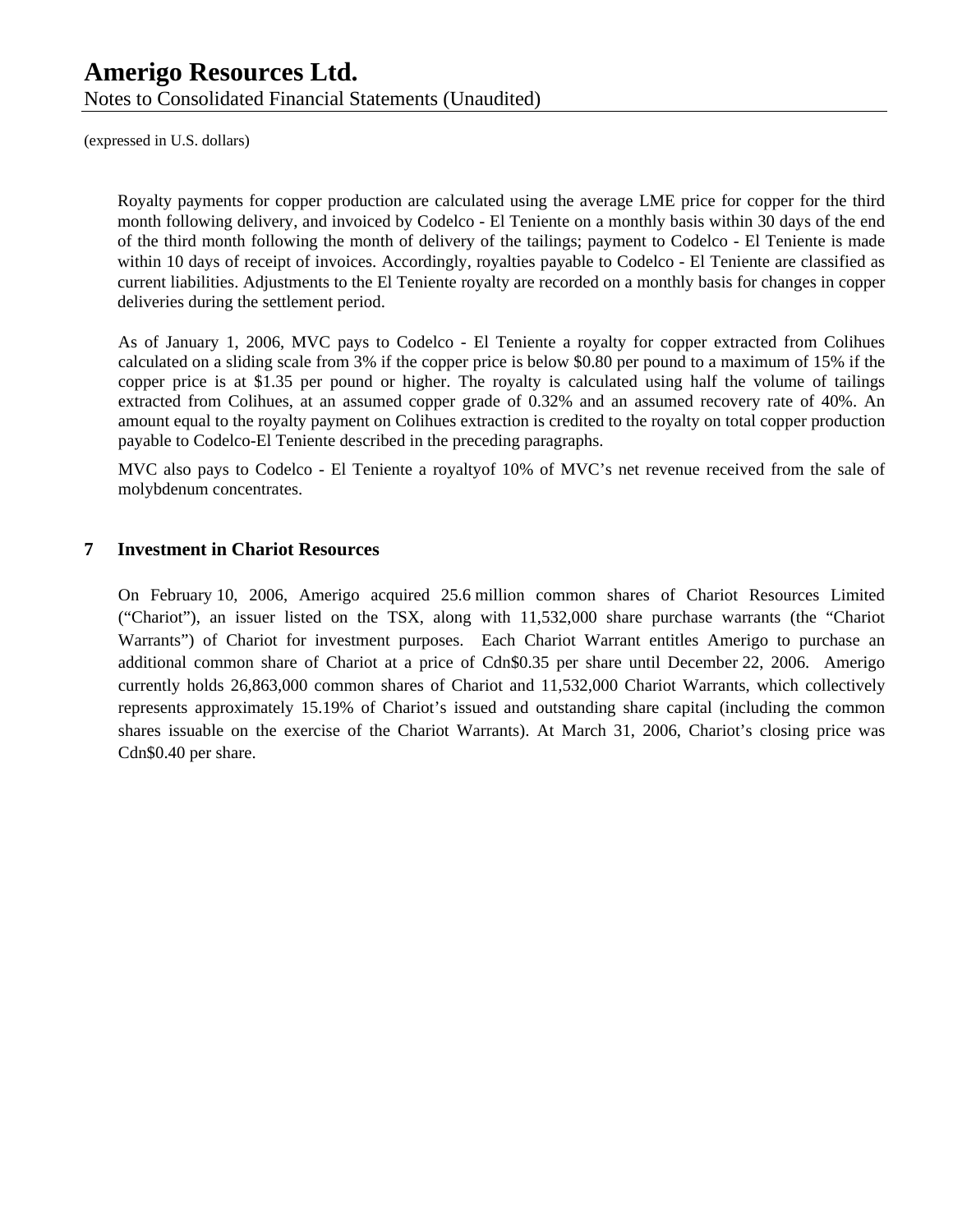(expressed in U.S. dollars)

Royalty payments for copper production are calculated using the average LME price for copper for the third month following delivery, and invoiced by Codelco - El Teniente on a monthly basis within 30 days of the end of the third month following the month of delivery of the tailings; payment to Codelco - El Teniente is made within 10 days of receipt of invoices. Accordingly, royalties payable to Codelco - El Teniente are classified as current liabilities. Adjustments to the El Teniente royalty are recorded on a monthly basis for changes in copper deliveries during the settlement period.

As of January 1, 2006, MVC pays to Codelco - El Teniente a royalty for copper extracted from Colihues calculated on a sliding scale from 3% if the copper price is below $0.80 per pound to a maximum of 15% if the copper price is at $1.35 per pound or higher. The royalty is calculated using half the volume of tailings extracted from Colihues, at an assumed copper grade of 0.32% and an assumed recovery rate of 40%. An amount equal to the royalty payment on Colihues extraction is credited to the royalty on total copper production payable to Codelco-El Teniente described in the preceding paragraphs.

MVC also pays to Codelco - El Teniente a royaltyof 10% of MVC's net revenue received from the sale of molybdenum concentrates.

## 7 Investment in Chariot Resources

On February 10, 2006, Amerigo acquired 25.6 million common shares of Chariot Resources Limited ("Chariot"), an issuer listed on the TSX, along with 11,532,000 share purchase warrants (the "Chariot Warrants") of Chariot for investment purposes. Each Chariot Warrant entitles Amerigo to purchase an additional common share of Chariot at a price of Cdn$0.35 per share until December 22, 2006. Amerigo currently holds 26,863,000 common shares of Chariot and 11,532,000 Chariot Warrants, which collectively represents approximately 15.19% of Chariot's issued and outstanding share capital (including the common shares issuable on the exercise of the Chariot Warrants). At March 31, 2006, Chariot's closing price was Cdn$0.40 per share.